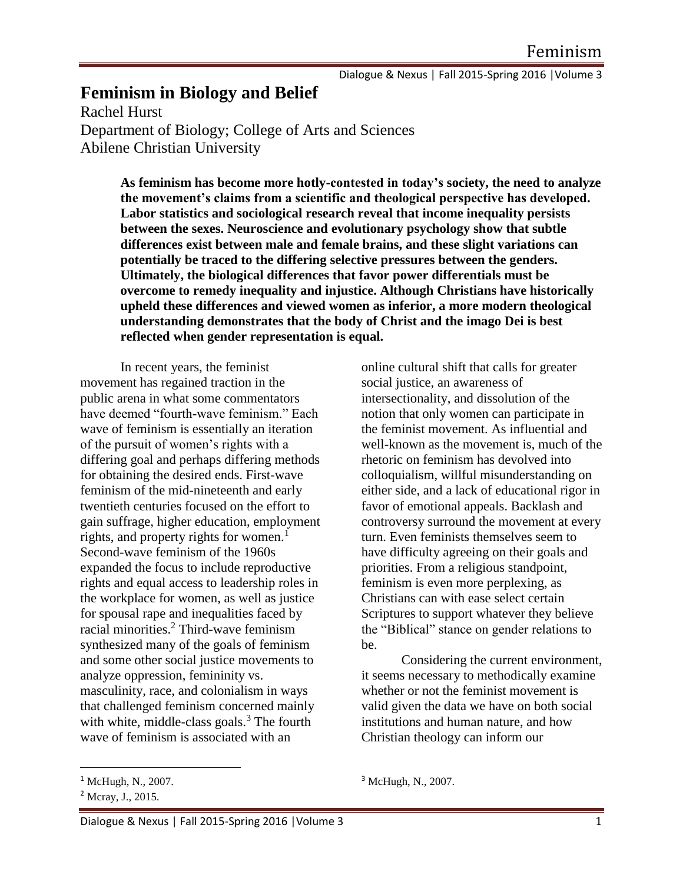# Feminism in Biology and Belief

Rachel Hurst
Department of Biology; College of Arts and Sciences
Abilene Christian University

**As feminism has become more hotly-contested in today's society, the need to analyze the movement's claims from a scientific and theological perspective has developed. Labor statistics and sociological research reveal that income inequality persists between the sexes. Neuroscience and evolutionary psychology show that subtle differences exist between male and female brains, and these slight variations can potentially be traced to the differing selective pressures between the genders. Ultimately, the biological differences that favor power differentials must be overcome to remedy inequality and injustice. Although Christians have historically upheld these differences and viewed women as inferior, a more modern theological understanding demonstrates that the body of Christ and the imago Dei is best reflected when gender representation is equal.**

In recent years, the feminist movement has regained traction in the public arena in what some commentators have deemed "fourth-wave feminism." Each wave of feminism is essentially an iteration of the pursuit of women's rights with a differing goal and perhaps differing methods for obtaining the desired ends. First-wave feminism of the mid-nineteenth and early twentieth centuries focused on the effort to gain suffrage, higher education, employment rights, and property rights for women.[1] Second-wave feminism of the 1960s expanded the focus to include reproductive rights and equal access to leadership roles in the workplace for women, as well as justice for spousal rape and inequalities faced by racial minorities.[2] Third-wave feminism synthesized many of the goals of feminism and some other social justice movements to analyze oppression, femininity vs. masculinity, race, and colonialism in ways that challenged feminism concerned mainly with white, middle-class goals.[3] The fourth wave of feminism is associated with an online cultural shift that calls for greater social justice, an awareness of intersectionality, and dissolution of the notion that only women can participate in the feminist movement. As influential and well-known as the movement is, much of the rhetoric on feminism has devolved into colloquialism, willful misunderstanding on either side, and a lack of educational rigor in favor of emotional appeals. Backlash and controversy surround the movement at every turn. Even feminists themselves seem to have difficulty agreeing on their goals and priorities. From a religious standpoint, feminism is even more perplexing, as Christians can with ease select certain Scriptures to support whatever they believe the "Biblical" stance on gender relations to be.

Considering the current environment, it seems necessary to methodically examine whether or not the feminist movement is valid given the data we have on both social institutions and human nature, and how Christian theology can inform our

[1] McHugh, N., 2007.

[2] Mcray, J., 2015.

[3] McHugh, N., 2007.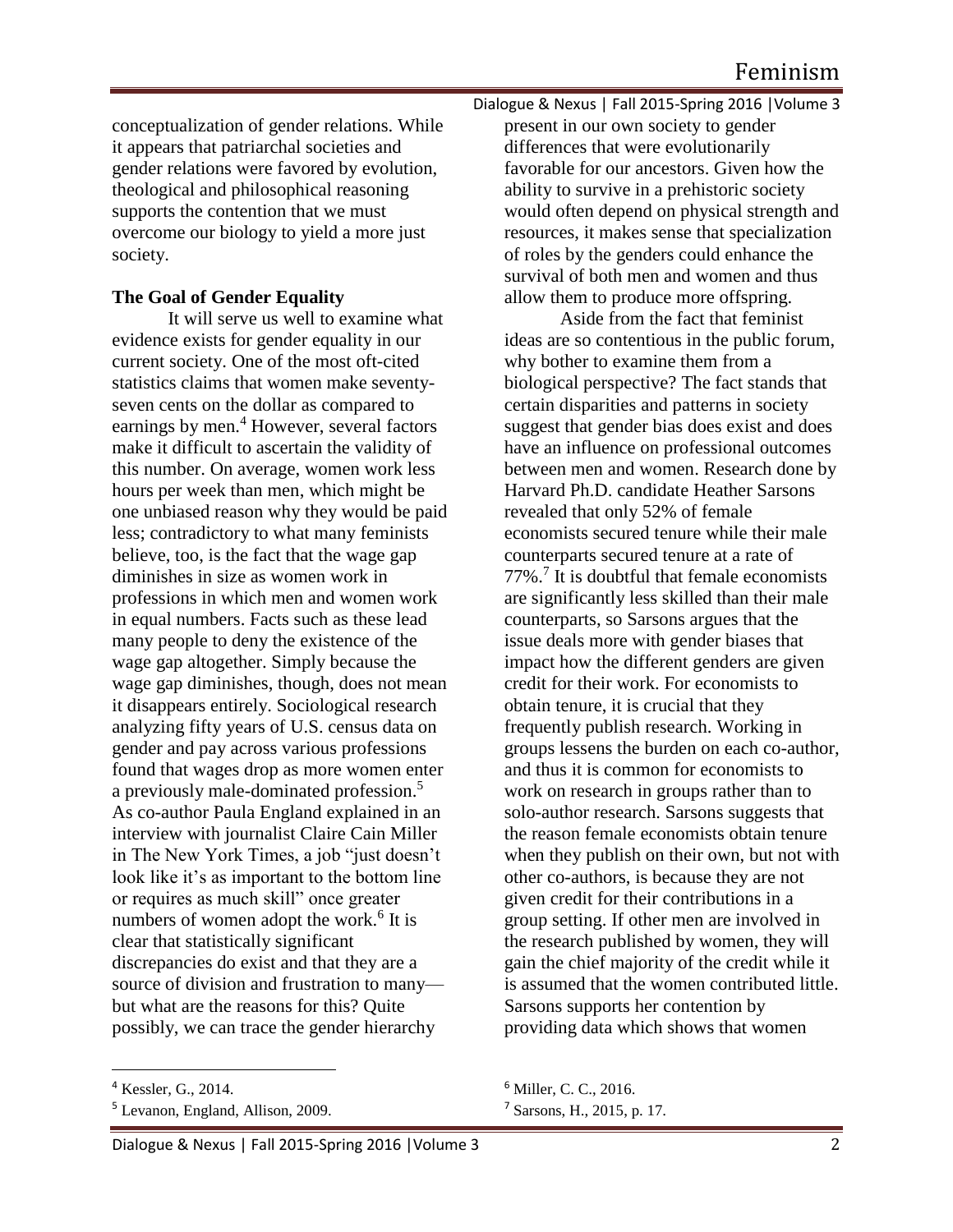conceptualization of gender relations. While it appears that patriarchal societies and gender relations were favored by evolution, theological and philosophical reasoning supports the contention that we must overcome our biology to yield a more just society.

**The Goal of Gender Equality**

It will serve us well to examine what evidence exists for gender equality in our current society. One of the most oft-cited statistics claims that women make seventy-seven cents on the dollar as compared to earnings by men.[4] However, several factors make it difficult to ascertain the validity of this number. On average, women work less hours per week than men, which might be one unbiased reason why they would be paid less; contradictory to what many feminists believe, too, is the fact that the wage gap diminishes in size as women work in professions in which men and women work in equal numbers. Facts such as these lead many people to deny the existence of the wage gap altogether. Simply because the wage gap diminishes, though, does not mean it disappears entirely. Sociological research analyzing fifty years of U.S. census data on gender and pay across various professions found that wages drop as more women enter a previously male-dominated profession.[5] As co-author Paula England explained in an interview with journalist Claire Cain Miller in The New York Times, a job "just doesn't look like it's as important to the bottom line or requires as much skill" once greater numbers of women adopt the work.[6] It is clear that statistically significant discrepancies do exist and that they are a source of division and frustration to many—but what are the reasons for this? Quite possibly, we can trace the gender hierarchy present in our own society to gender differences that were evolutionarily favorable for our ancestors. Given how the ability to survive in a prehistoric society would often depend on physical strength and resources, it makes sense that specialization of roles by the genders could enhance the survival of both men and women and thus allow them to produce more offspring.

Aside from the fact that feminist ideas are so contentious in the public forum, why bother to examine them from a biological perspective? The fact stands that certain disparities and patterns in society suggest that gender bias does exist and does have an influence on professional outcomes between men and women. Research done by Harvard Ph.D. candidate Heather Sarsons revealed that only 52% of female economists secured tenure while their male counterparts secured tenure at a rate of 77%.[7] It is doubtful that female economists are significantly less skilled than their male counterparts, so Sarsons argues that the issue deals more with gender biases that impact how the different genders are given credit for their work. For economists to obtain tenure, it is crucial that they frequently publish research. Working in groups lessens the burden on each co-author, and thus it is common for economists to work on research in groups rather than to solo-author research. Sarsons suggests that the reason female economists obtain tenure when they publish on their own, but not with other co-authors, is because they are not given credit for their contributions in a group setting. If other men are involved in the research published by women, they will gain the chief majority of the credit while it is assumed that the women contributed little. Sarsons supports her contention by providing data which shows that women

[4] Kessler, G., 2014.

[5] Levanon, England, Allison, 2009.

[6] Miller, C. C., 2016.

[7] Sarsons, H., 2015, p. 17.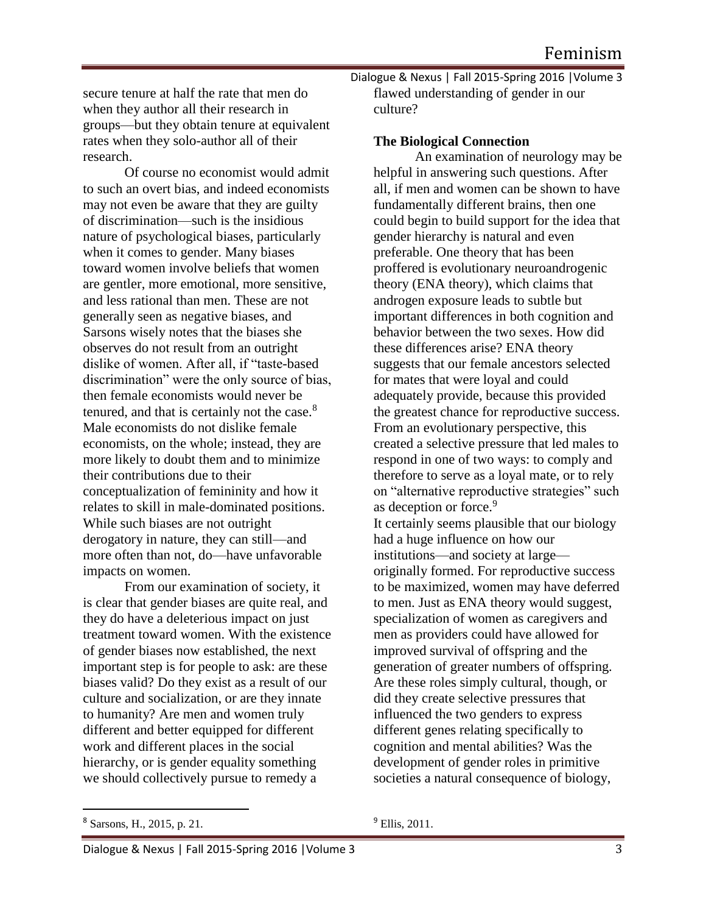secure tenure at half the rate that men do when they author all their research in groups—but they obtain tenure at equivalent rates when they solo-author all of their research.

Of course no economist would admit to such an overt bias, and indeed economists may not even be aware that they are guilty of discrimination—such is the insidious nature of psychological biases, particularly when it comes to gender. Many biases toward women involve beliefs that women are gentler, more emotional, more sensitive, and less rational than men. These are not generally seen as negative biases, and Sarsons wisely notes that the biases she observes do not result from an outright dislike of women. After all, if "taste-based discrimination" were the only source of bias, then female economists would never be tenured, and that is certainly not the case.[8] Male economists do not dislike female economists, on the whole; instead, they are more likely to doubt them and to minimize their contributions due to their conceptualization of femininity and how it relates to skill in male-dominated positions. While such biases are not outright derogatory in nature, they can still—and more often than not, do—have unfavorable impacts on women.

From our examination of society, it is clear that gender biases are quite real, and they do have a deleterious impact on just treatment toward women. With the existence of gender biases now established, the next important step is for people to ask: are these biases valid? Do they exist as a result of our culture and socialization, or are they innate to humanity? Are men and women truly different and better equipped for different work and different places in the social hierarchy, or is gender equality something we should collectively pursue to remedy a flawed understanding of gender in our culture?

**The Biological Connection**

An examination of neurology may be helpful in answering such questions. After all, if men and women can be shown to have fundamentally different brains, then one could begin to build support for the idea that gender hierarchy is natural and even preferable. One theory that has been proffered is evolutionary neuroandrogenic theory (ENA theory), which claims that androgen exposure leads to subtle but important differences in both cognition and behavior between the two sexes. How did these differences arise? ENA theory suggests that our female ancestors selected for mates that were loyal and could adequately provide, because this provided the greatest chance for reproductive success. From an evolutionary perspective, this created a selective pressure that led males to respond in one of two ways: to comply and therefore to serve as a loyal mate, or to rely on "alternative reproductive strategies" such as deception or force.[9]

It certainly seems plausible that our biology had a huge influence on how our institutions—and society at large—originally formed. For reproductive success to be maximized, women may have deferred to men. Just as ENA theory would suggest, specialization of women as caregivers and men as providers could have allowed for improved survival of offspring and the generation of greater numbers of offspring. Are these roles simply cultural, though, or did they create selective pressures that influenced the two genders to express different genes relating specifically to cognition and mental abilities? Was the development of gender roles in primitive societies a natural consequence of biology,

[8] Sarsons, H., 2015, p. 21.

[9] Ellis, 2011.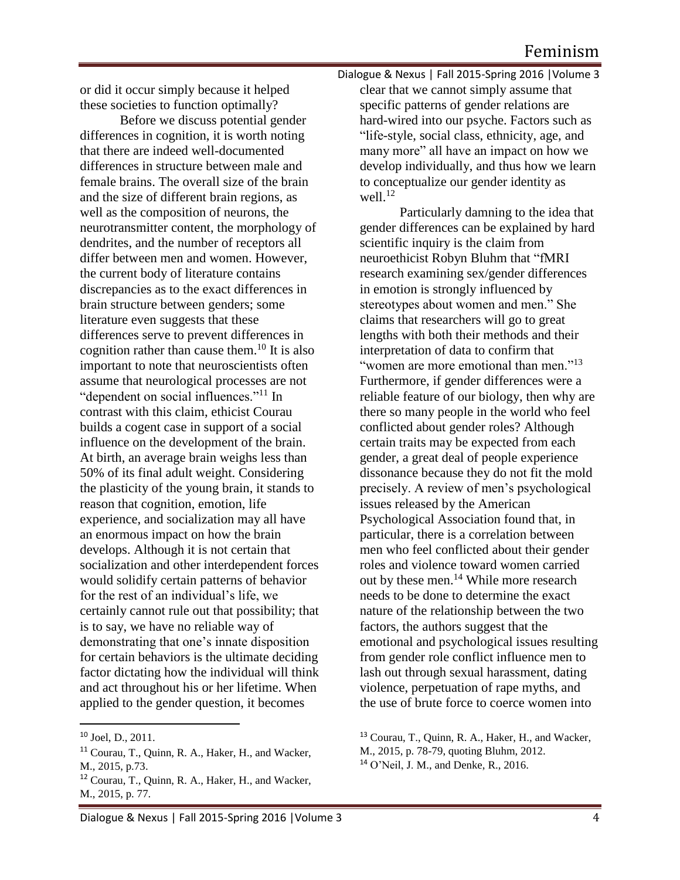or did it occur simply because it helped these societies to function optimally?

Before we discuss potential gender differences in cognition, it is worth noting that there are indeed well-documented differences in structure between male and female brains. The overall size of the brain and the size of different brain regions, as well as the composition of neurons, the neurotransmitter content, the morphology of dendrites, and the number of receptors all differ between men and women. However, the current body of literature contains discrepancies as to the exact differences in brain structure between genders; some literature even suggests that these differences serve to prevent differences in cognition rather than cause them.[10] It is also important to note that neuroscientists often assume that neurological processes are not "dependent on social influences."[11] In contrast with this claim, ethicist Courau builds a cogent case in support of a social influence on the development of the brain. At birth, an average brain weighs less than 50% of its final adult weight. Considering the plasticity of the young brain, it stands to reason that cognition, emotion, life experience, and socialization may all have an enormous impact on how the brain develops. Although it is not certain that socialization and other interdependent forces would solidify certain patterns of behavior for the rest of an individual's life, we certainly cannot rule out that possibility; that is to say, we have no reliable way of demonstrating that one's innate disposition for certain behaviors is the ultimate deciding factor dictating how the individual will think and act throughout his or her lifetime. When applied to the gender question, it becomes clear that we cannot simply assume that specific patterns of gender relations are hard-wired into our psyche. Factors such as "life-style, social class, ethnicity, age, and many more" all have an impact on how we develop individually, and thus how we learn to conceptualize our gender identity as well.[12]

Particularly damning to the idea that gender differences can be explained by hard scientific inquiry is the claim from neuroethicist Robyn Bluhm that "fMRI research examining sex/gender differences in emotion is strongly influenced by stereotypes about women and men." She claims that researchers will go to great lengths with both their methods and their interpretation of data to confirm that "women are more emotional than men."[13] Furthermore, if gender differences were a reliable feature of our biology, then why are there so many people in the world who feel conflicted about gender roles? Although certain traits may be expected from each gender, a great deal of people experience dissonance because they do not fit the mold precisely. A review of men's psychological issues released by the American Psychological Association found that, in particular, there is a correlation between men who feel conflicted about their gender roles and violence toward women carried out by these men.[14] While more research needs to be done to determine the exact nature of the relationship between the two factors, the authors suggest that the emotional and psychological issues resulting from gender role conflict influence men to lash out through sexual harassment, dating violence, perpetuation of rape myths, and the use of brute force to coerce women into

---

[10] Joel, D., 2011.

[11] Courau, T., Quinn, R. A., Haker, H., and Wacker, M., 2015, p.73.

[12] Courau, T., Quinn, R. A., Haker, H., and Wacker, M., 2015, p. 77.

[13] Courau, T., Quinn, R. A., Haker, H., and Wacker, M., 2015, p. 78-79, quoting Bluhm, 2012.

[14] O'Neil, J. M., and Denke, R., 2016.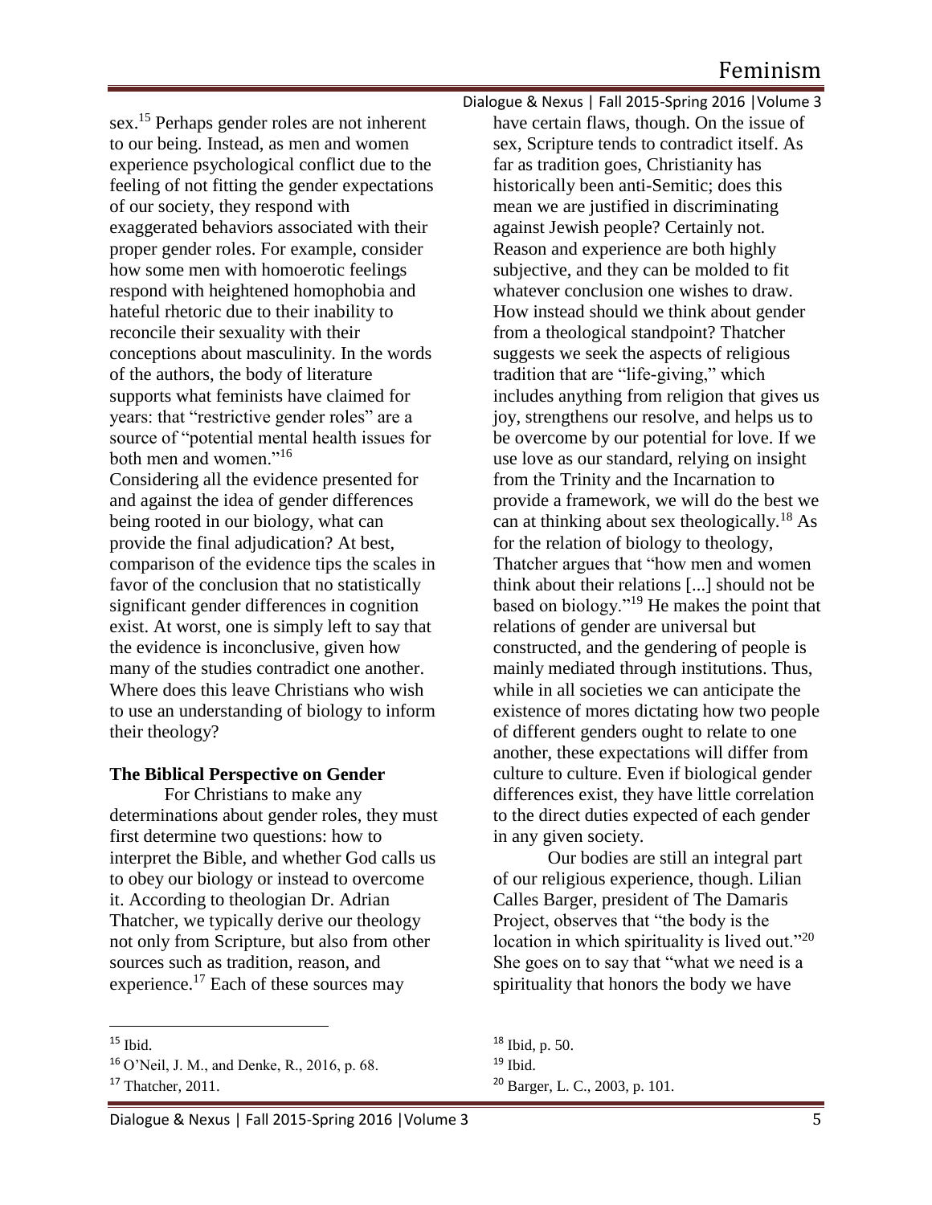sex.[15] Perhaps gender roles are not inherent to our being. Instead, as men and women experience psychological conflict due to the feeling of not fitting the gender expectations of our society, they respond with exaggerated behaviors associated with their proper gender roles. For example, consider how some men with homoerotic feelings respond with heightened homophobia and hateful rhetoric due to their inability to reconcile their sexuality with their conceptions about masculinity. In the words of the authors, the body of literature supports what feminists have claimed for years: that "restrictive gender roles" are a source of "potential mental health issues for both men and women."[16]

Considering all the evidence presented for and against the idea of gender differences being rooted in our biology, what can provide the final adjudication? At best, comparison of the evidence tips the scales in favor of the conclusion that no statistically significant gender differences in cognition exist. At worst, one is simply left to say that the evidence is inconclusive, given how many of the studies contradict one another. Where does this leave Christians who wish to use an understanding of biology to inform their theology?

**The Biblical Perspective on Gender**

For Christians to make any determinations about gender roles, they must first determine two questions: how to interpret the Bible, and whether God calls us to obey our biology or instead to overcome it. According to theologian Dr. Adrian Thatcher, we typically derive our theology not only from Scripture, but also from other sources such as tradition, reason, and experience.[17] Each of these sources may have certain flaws, though. On the issue of sex, Scripture tends to contradict itself. As far as tradition goes, Christianity has historically been anti-Semitic; does this mean we are justified in discriminating against Jewish people? Certainly not. Reason and experience are both highly subjective, and they can be molded to fit whatever conclusion one wishes to draw. How instead should we think about gender from a theological standpoint? Thatcher suggests we seek the aspects of religious tradition that are "life-giving," which includes anything from religion that gives us joy, strengthens our resolve, and helps us to be overcome by our potential for love. If we use love as our standard, relying on insight from the Trinity and the Incarnation to provide a framework, we will do the best we can at thinking about sex theologically.[18] As for the relation of biology to theology, Thatcher argues that "how men and women think about their relations [...] should not be based on biology."[19] He makes the point that relations of gender are universal but constructed, and the gendering of people is mainly mediated through institutions. Thus, while in all societies we can anticipate the existence of mores dictating how two people of different genders ought to relate to one another, these expectations will differ from culture to culture. Even if biological gender differences exist, they have little correlation to the direct duties expected of each gender in any given society.

Our bodies are still an integral part of our religious experience, though. Lilian Calles Barger, president of The Damaris Project, observes that "the body is the location in which spirituality is lived out."[20] She goes on to say that "what we need is a spirituality that honors the body we have

---

[15] Ibid.

[16] O'Neil, J. M., and Denke, R., 2016, p. 68.

[17] Thatcher, 2011.

[18] Ibid, p. 50.

[19] Ibid.

[20] Barger, L. C., 2003, p. 101.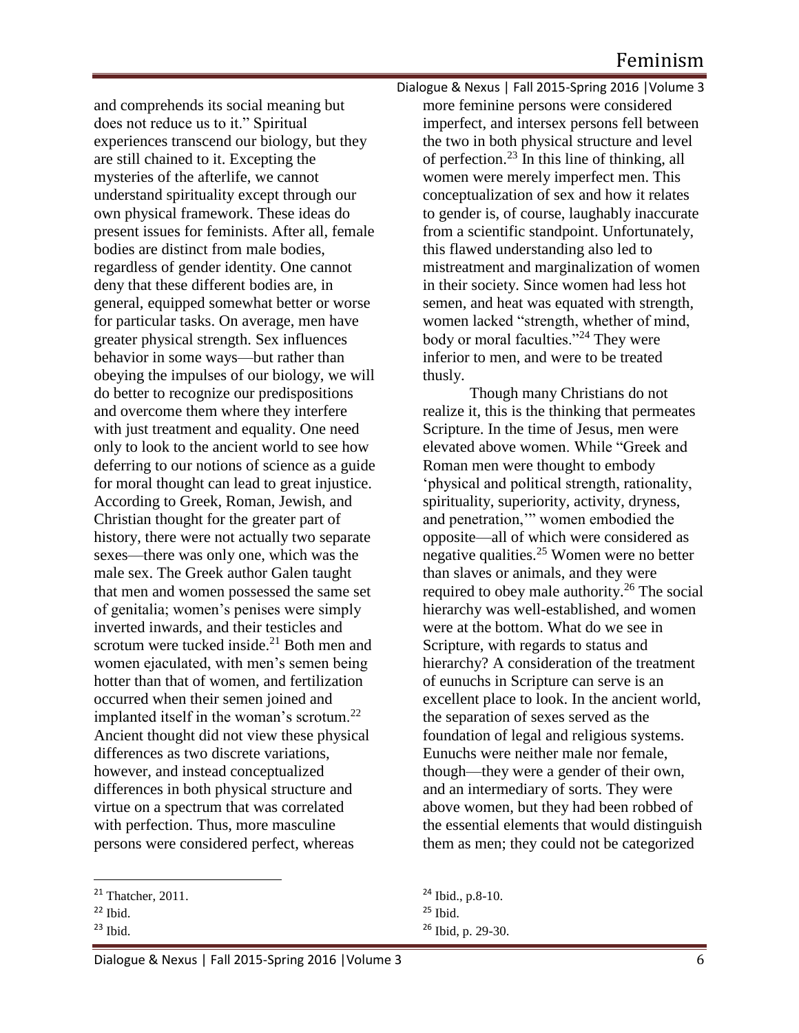and comprehends its social meaning but does not reduce us to it." Spiritual experiences transcend our biology, but they are still chained to it. Excepting the mysteries of the afterlife, we cannot understand spirituality except through our own physical framework. These ideas do present issues for feminists. After all, female bodies are distinct from male bodies, regardless of gender identity. One cannot deny that these different bodies are, in general, equipped somewhat better or worse for particular tasks. On average, men have greater physical strength. Sex influences behavior in some ways—but rather than obeying the impulses of our biology, we will do better to recognize our predispositions and overcome them where they interfere with just treatment and equality. One need only to look to the ancient world to see how deferring to our notions of science as a guide for moral thought can lead to great injustice. According to Greek, Roman, Jewish, and Christian thought for the greater part of history, there were not actually two separate sexes—there was only one, which was the male sex. The Greek author Galen taught that men and women possessed the same set of genitalia; women's penises were simply inverted inwards, and their testicles and scrotum were tucked inside.[21] Both men and women ejaculated, with men's semen being hotter than that of women, and fertilization occurred when their semen joined and implanted itself in the woman's scrotum.[22] Ancient thought did not view these physical differences as two discrete variations, however, and instead conceptualized differences in both physical structure and virtue on a spectrum that was correlated with perfection. Thus, more masculine persons were considered perfect, whereas more feminine persons were considered imperfect, and intersex persons fell between the two in both physical structure and level of perfection.[23] In this line of thinking, all women were merely imperfect men. This conceptualization of sex and how it relates to gender is, of course, laughably inaccurate from a scientific standpoint. Unfortunately, this flawed understanding also led to mistreatment and marginalization of women in their society. Since women had less hot semen, and heat was equated with strength, women lacked "strength, whether of mind, body or moral faculties."[24] They were inferior to men, and were to be treated thusly.

Though many Christians do not realize it, this is the thinking that permeates Scripture. In the time of Jesus, men were elevated above women. While "Greek and Roman men were thought to embody 'physical and political strength, rationality, spirituality, superiority, activity, dryness, and penetration,'" women embodied the opposite—all of which were considered as negative qualities.[25] Women were no better than slaves or animals, and they were required to obey male authority.[26] The social hierarchy was well-established, and women were at the bottom. What do we see in Scripture, with regards to status and hierarchy? A consideration of the treatment of eunuchs in Scripture can serve is an excellent place to look. In the ancient world, the separation of sexes served as the foundation of legal and religious systems. Eunuchs were neither male nor female, though—they were a gender of their own, and an intermediary of sorts. They were above women, but they had been robbed of the essential elements that would distinguish them as men; they could not be categorized

---

[21] Thatcher, 2011.

[22] Ibid.

[23] Ibid.

[24] Ibid., p.8-10.

[25] Ibid.

[26] Ibid, p. 29-30.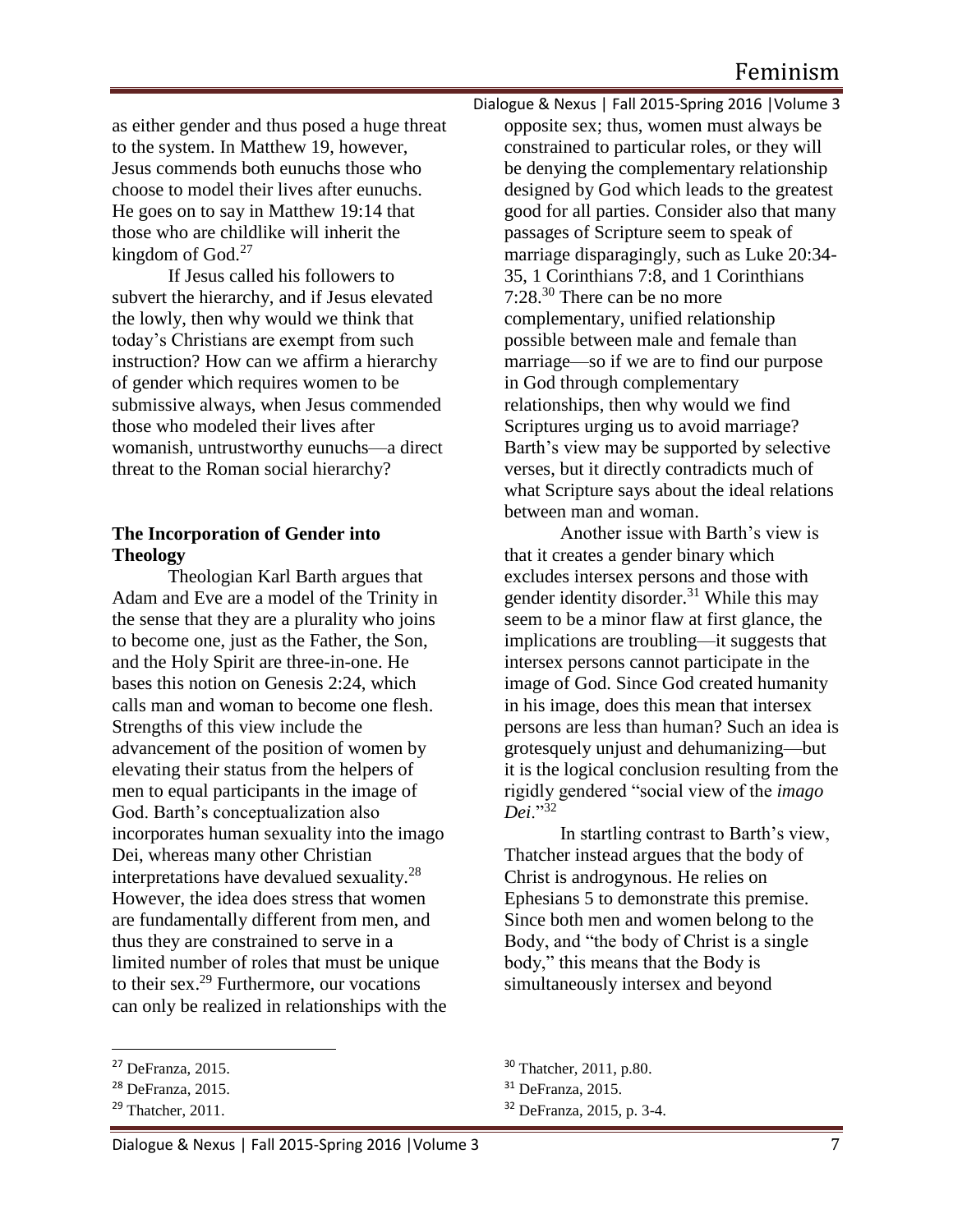as either gender and thus posed a huge threat to the system. In Matthew 19, however, Jesus commends both eunuchs those who choose to model their lives after eunuchs. He goes on to say in Matthew 19:14 that those who are childlike will inherit the kingdom of God.[27]

If Jesus called his followers to subvert the hierarchy, and if Jesus elevated the lowly, then why would we think that today's Christians are exempt from such instruction? How can we affirm a hierarchy of gender which requires women to be submissive always, when Jesus commended those who modeled their lives after womanish, untrustworthy eunuchs—a direct threat to the Roman social hierarchy?

**The Incorporation of Gender into Theology**

Theologian Karl Barth argues that Adam and Eve are a model of the Trinity in the sense that they are a plurality who joins to become one, just as the Father, the Son, and the Holy Spirit are three-in-one. He bases this notion on Genesis 2:24, which calls man and woman to become one flesh. Strengths of this view include the advancement of the position of women by elevating their status from the helpers of men to equal participants in the image of God. Barth's conceptualization also incorporates human sexuality into the imago Dei, whereas many other Christian interpretations have devalued sexuality.[28] However, the idea does stress that women are fundamentally different from men, and thus they are constrained to serve in a limited number of roles that must be unique to their sex.[29] Furthermore, our vocations can only be realized in relationships with the opposite sex; thus, women must always be constrained to particular roles, or they will be denying the complementary relationship designed by God which leads to the greatest good for all parties. Consider also that many passages of Scripture seem to speak of marriage disparagingly, such as Luke 20:34-35, 1 Corinthians 7:8, and 1 Corinthians 7:28.[30] There can be no more complementary, unified relationship possible between male and female than marriage—so if we are to find our purpose in God through complementary relationships, then why would we find Scriptures urging us to avoid marriage? Barth's view may be supported by selective verses, but it directly contradicts much of what Scripture says about the ideal relations between man and woman.

Another issue with Barth's view is that it creates a gender binary which excludes intersex persons and those with gender identity disorder.[31] While this may seem to be a minor flaw at first glance, the implications are troubling—it suggests that intersex persons cannot participate in the image of God. Since God created humanity in his image, does this mean that intersex persons are less than human? Such an idea is grotesquely unjust and dehumanizing—but it is the logical conclusion resulting from the rigidly gendered "social view of the *imago Dei*."[32]

In startling contrast to Barth's view, Thatcher instead argues that the body of Christ is androgynous. He relies on Ephesians 5 to demonstrate this premise. Since both men and women belong to the Body, and "the body of Christ is a single body," this means that the Body is simultaneously intersex and beyond

---

[27] DeFranza, 2015.

[28] DeFranza, 2015.

[29] Thatcher, 2011.

[30] Thatcher, 2011, p.80.

[31] DeFranza, 2015.

[32] DeFranza, 2015, p. 3-4.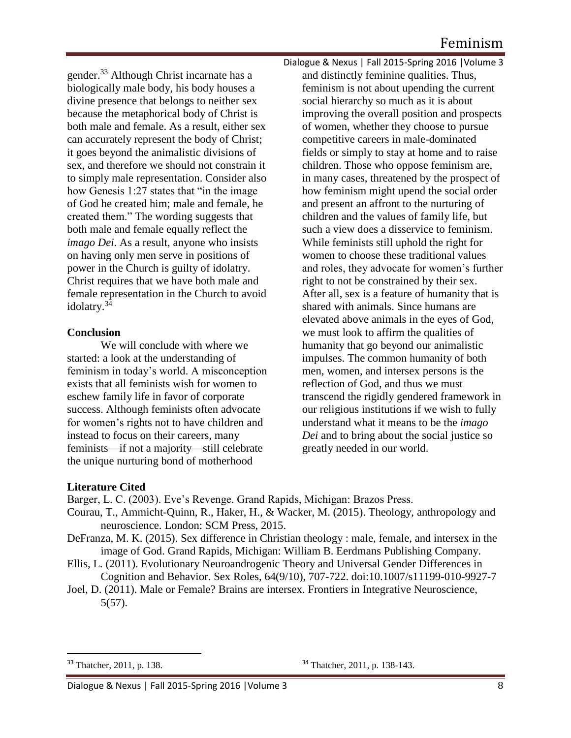gender.[33] Although Christ incarnate has a biologically male body, his body houses a divine presence that belongs to neither sex because the metaphorical body of Christ is both male and female. As a result, either sex can accurately represent the body of Christ; it goes beyond the animalistic divisions of sex, and therefore we should not constrain it to simply male representation. Consider also how Genesis 1:27 states that "in the image of God he created him; male and female, he created them." The wording suggests that both male and female equally reflect the *imago Dei*. As a result, anyone who insists on having only men serve in positions of power in the Church is guilty of idolatry. Christ requires that we have both male and female representation in the Church to avoid idolatry.[34]

**Conclusion**

We will conclude with where we started: a look at the understanding of feminism in today's world. A misconception exists that all feminists wish for women to eschew family life in favor of corporate success. Although feminists often advocate for women's rights not to have children and instead to focus on their careers, many feminists—if not a majority—still celebrate the unique nurturing bond of motherhood and distinctly feminine qualities. Thus, feminism is not about upending the current social hierarchy so much as it is about improving the overall position and prospects of women, whether they choose to pursue competitive careers in male-dominated fields or simply to stay at home and to raise children. Those who oppose feminism are, in many cases, threatened by the prospect of how feminism might upend the social order and present an affront to the nurturing of children and the values of family life, but such a view does a disservice to feminism. While feminists still uphold the right for women to choose these traditional values and roles, they advocate for women's further right to not be constrained by their sex. After all, sex is a feature of humanity that is shared with animals. Since humans are elevated above animals in the eyes of God, we must look to affirm the qualities of humanity that go beyond our animalistic impulses. The common humanity of both men, women, and intersex persons is the reflection of God, and thus we must transcend the rigidly gendered framework in our religious institutions if we wish to fully understand what it means to be the *imago Dei* and to bring about the social justice so greatly needed in our world.

**Literature Cited**

Barger, L. C. (2003). Eve's Revenge. Grand Rapids, Michigan: Brazos Press.

Courau, T., Ammicht-Quinn, R., Haker, H., & Wacker, M. (2015). Theology, anthropology and neuroscience. London: SCM Press, 2015.

DeFranza, M. K. (2015). Sex difference in Christian theology : male, female, and intersex in the image of God. Grand Rapids, Michigan: William B. Eerdmans Publishing Company.

Ellis, L. (2011). Evolutionary Neuroandrogenic Theory and Universal Gender Differences in Cognition and Behavior. Sex Roles, 64(9/10), 707-722. doi:10.1007/s11199-010-9927-7

Joel, D. (2011). Male or Female? Brains are intersex. Frontiers in Integrative Neuroscience, 5(57).

[33] Thatcher, 2011, p. 138.

[34] Thatcher, 2011, p. 138-143.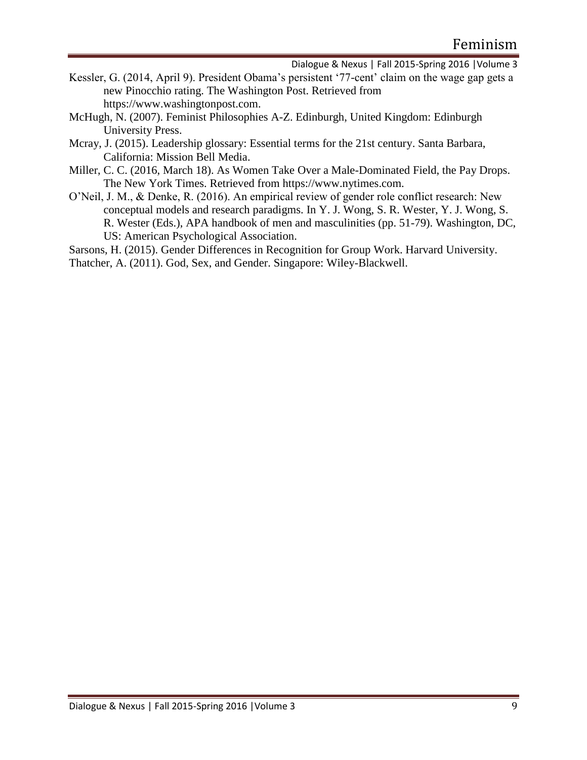Kessler, G. (2014, April 9). President Obama's persistent '77-cent' claim on the wage gap gets a new Pinocchio rating. The Washington Post. Retrieved from https://www.washingtonpost.com.

McHugh, N. (2007). Feminist Philosophies A-Z. Edinburgh, United Kingdom: Edinburgh University Press.

Mcray, J. (2015). Leadership glossary: Essential terms for the 21st century. Santa Barbara, California: Mission Bell Media.

Miller, C. C. (2016, March 18). As Women Take Over a Male-Dominated Field, the Pay Drops. The New York Times. Retrieved from https://www.nytimes.com.

O'Neil, J. M., & Denke, R. (2016). An empirical review of gender role conflict research: New conceptual models and research paradigms. In Y. J. Wong, S. R. Wester, Y. J. Wong, S. R. Wester (Eds.), APA handbook of men and masculinities (pp. 51-79). Washington, DC, US: American Psychological Association.

Sarsons, H. (2015). Gender Differences in Recognition for Group Work. Harvard University.

Thatcher, A. (2011). God, Sex, and Gender. Singapore: Wiley-Blackwell.